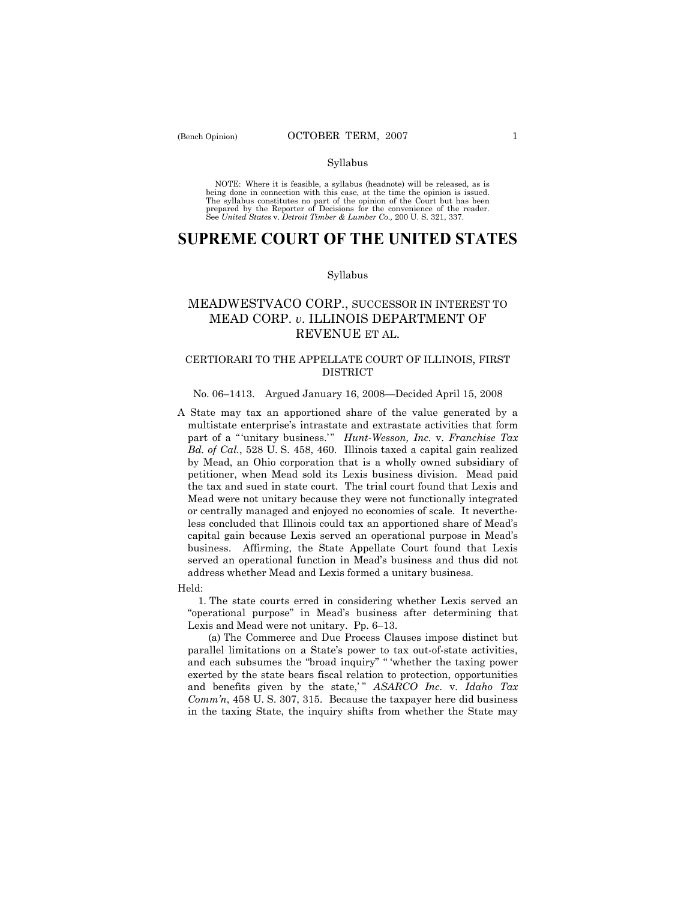NOTE: Where it is feasible, a syllabus (headnote) will be released, as is being done in connection with this case, at the time the opinion is issued. The syllabus constitutes no part of the opinion of the Court but has been prepared by the Reporter of Decisions for the convenience of the reader. See *United States* v. *Detroit Timber & Lumber Co.,* 200 U. S. 321, 337.

# SUPREME COURT OF THE UNITED STATES

Syllabus

## MEADWESTVACO CORP., SUCCESSOR IN INTEREST TO MEAD CORP. *v.* ILLINOIS DEPARTMENT OF REVENUE ET AL.

CERTIORARI TO THE APPELLATE COURT OF ILLINOIS, FIRST DISTRICT

No. 06–1413. Argued January 16, 2008—Decided April 15, 2008

A State may tax an apportioned share of the value generated by a multistate enterprise's intrastate and extrastate activities that form part of a "'unitary business.'" *Hunt-Wesson, Inc.* v. *Franchise Tax Bd. of Cal.*, 528 U. S. 458, 460. Illinois taxed a capital gain realized by Mead, an Ohio corporation that is a wholly owned subsidiary of petitioner, when Mead sold its Lexis business division. Mead paid the tax and sued in state court. The trial court found that Lexis and Mead were not unitary because they were not functionally integrated or centrally managed and enjoyed no economies of scale. It nevertheless concluded that Illinois could tax an apportioned share of Mead's capital gain because Lexis served an operational purpose in Mead's business. Affirming, the State Appellate Court found that Lexis served an operational function in Mead's business and thus did not address whether Mead and Lexis formed a unitary business.

Held:

1. The state courts erred in considering whether Lexis served an "operational purpose" in Mead's business after determining that Lexis and Mead were not unitary. Pp. 6–13.

(a) The Commerce and Due Process Clauses impose distinct but parallel limitations on a State's power to tax out-of-state activities, and each subsumes the "broad inquiry" "'whether the taxing power exerted by the state bears fiscal relation to protection, opportunities and benefits given by the state,'" *ASARCO Inc.* v. *Idaho Tax Comm'n*, 458 U. S. 307, 315. Because the taxpayer here did business in the taxing State, the inquiry shifts from whether the State may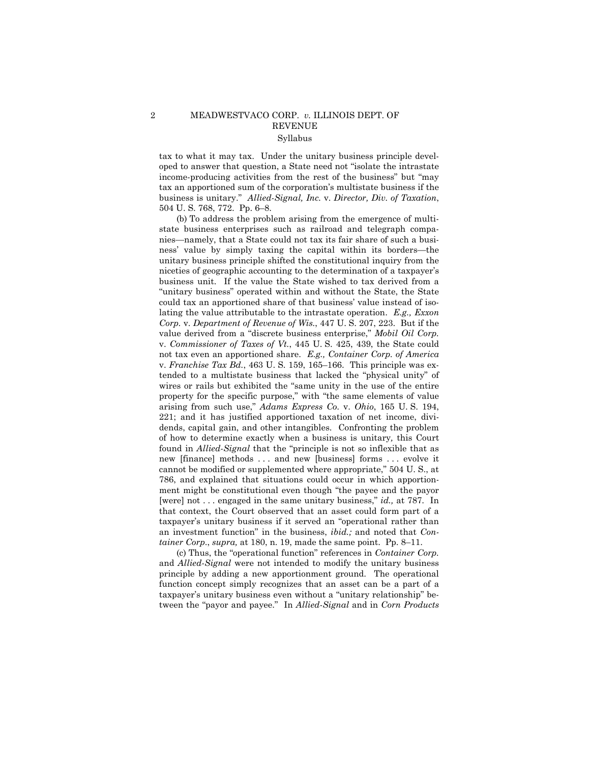tax to what it may tax. Under the unitary business principle developed to answer that question, a State need not "isolate the intrastate income-producing activities from the rest of the business" but "may tax an apportioned sum of the corporation's multistate business if the business is unitary." *Allied-Signal, Inc.* v. *Director, Div. of Taxation*, 504 U. S. 768, 772. Pp. 6–8.

(b) To address the problem arising from the emergence of multistate business enterprises such as railroad and telegraph companies—namely, that a State could not tax its fair share of such a business' value by simply taxing the capital within its borders—the unitary business principle shifted the constitutional inquiry from the niceties of geographic accounting to the determination of a taxpayer's business unit. If the value the State wished to tax derived from a "unitary business" operated within and without the State, the State could tax an apportioned share of that business' value instead of isolating the value attributable to the intrastate operation. *E.g., Exxon Corp.* v. *Department of Revenue of Wis.*, 447 U. S. 207, 223. But if the value derived from a "discrete business enterprise," *Mobil Oil Corp.* v. *Commissioner of Taxes of Vt.*, 445 U. S. 425, 439, the State could not tax even an apportioned share. *E.g., Container Corp. of America* v. *Franchise Tax Bd.*, 463 U. S. 159, 165–166. This principle was extended to a multistate business that lacked the "physical unity" of wires or rails but exhibited the "same unity in the use of the entire property for the specific purpose," with "the same elements of value arising from such use," *Adams Express Co.* v. *Ohio*, 165 U. S. 194, 221; and it has justified apportioned taxation of net income, dividends, capital gain, and other intangibles. Confronting the problem of how to determine exactly when a business is unitary, this Court found in *Allied-Signal* that the "principle is not so inflexible that as new [finance] methods . . . and new [business] forms . . . evolve it cannot be modified or supplemented where appropriate," 504 U. S., at 786, and explained that situations could occur in which apportionment might be constitutional even though "the payee and the payor [were] not . . . engaged in the same unitary business," *id.,* at 787. In that context, the Court observed that an asset could form part of a taxpayer's unitary business if it served an "operational rather than an investment function" in the business, *ibid.;* and noted that *Container Corp.*, *supra,* at 180, n. 19, made the same point. Pp. 8–11.

(c) Thus, the "operational function" references in *Container Corp.* and *Allied-Signal* were not intended to modify the unitary business principle by adding a new apportionment ground. The operational function concept simply recognizes that an asset can be a part of a taxpayer's unitary business even without a "unitary relationship" between the "payor and payee." In *Allied-Signal* and in *Corn Products*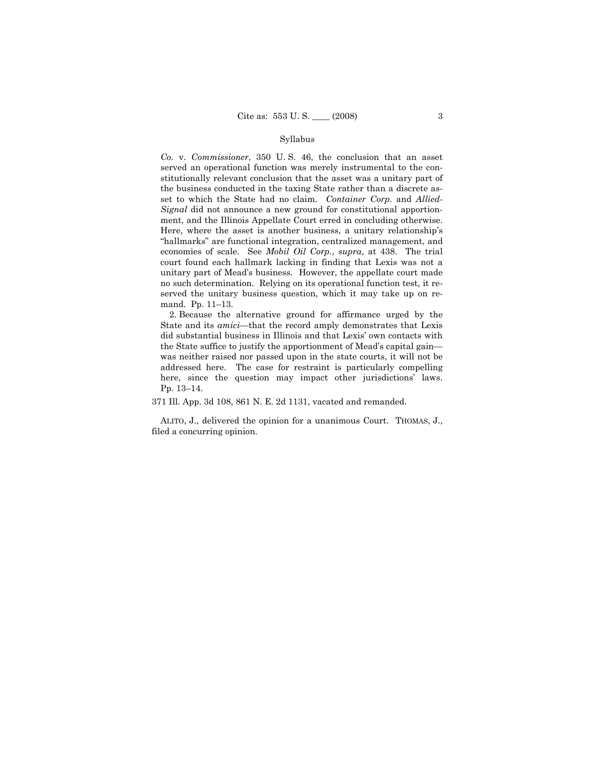*Co.* v. *Commissioner*, 350 U. S. 46, the conclusion that an asset served an operational function was merely instrumental to the constitutionally relevant conclusion that the asset was a unitary part of the business conducted in the taxing State rather than a discrete asset to which the State had no claim. *Container Corp.* and *Allied-Signal* did not announce a new ground for constitutional apportionment, and the Illinois Appellate Court erred in concluding otherwise. Here, where the asset is another business, a unitary relationship's "hallmarks" are functional integration, centralized management, and economies of scale. See *Mobil Oil Corp.*, *supra*, at 438. The trial court found each hallmark lacking in finding that Lexis was not a unitary part of Mead's business. However, the appellate court made no such determination. Relying on its operational function test, it reserved the unitary business question, which it may take up on remand. Pp. 11–13.

2. Because the alternative ground for affirmance urged by the State and its *amici*—that the record amply demonstrates that Lexis did substantial business in Illinois and that Lexis' own contacts with the State suffice to justify the apportionment of Mead's capital gain—was neither raised nor passed upon in the state courts, it will not be addressed here. The case for restraint is particularly compelling here, since the question may impact other jurisdictions' laws. Pp. 13–14.

371 Ill. App. 3d 108, 861 N. E. 2d 1131, vacated and remanded.

ALITO, J., delivered the opinion for a unanimous Court. THOMAS, J., filed a concurring opinion.